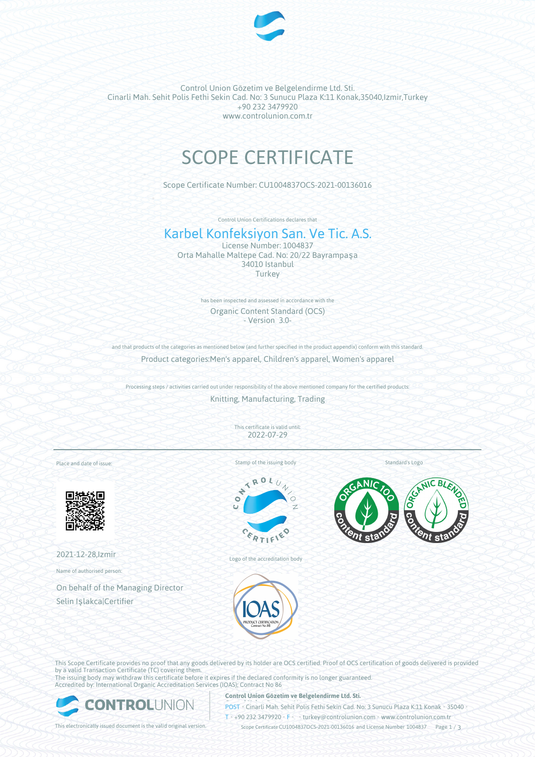Control Union Gözetim ve Belgelendirme Ltd. Sti.
Cinarli Mah. Sehit Polis Fethi Sekin Cad. No: 3 Sunucu Plaza K:11 Konak,35040,Izmir,Turkey
+90 232 3479920
www.controlunion.com.tr

# SCOPE CERTIFICATE

Scope Certificate Number: CU1004837OCS-2021-00136016

Control Union Certifications declares that

## Karbel Konfeksiyon San. Ve Tic. A.S.

License Number: 1004837
Orta Mahalle Maltepe Cad. No: 20/22 Bayrampaşa
34010 Istanbul
Turkey

has been inspected and assessed in accordance with the

Organic Content Standard (OCS)
- Version 3.0-

and that products of the categories as mentioned below (and further specified in the product appendix) conform with this standard.

Product categories:Men's apparel, Children's apparel, Women's apparel

Processing steps / activities carried out under responsibility of the above mentioned company for the certified products:

Knitting, Manufacturing, Trading

This certificate is valid until:
2022-07-29

Place and date of issue:

2021-12-28,Izmir

Name of authorised person:

On behalf of the Managing Director
Selin Işlakca|Certifier

Stamp of the issuing body

Logo of the accreditation body

Standard's Logo

This Scope Certificate provides no proof that any goods delivered by its holder are OCS certified. Proof of OCS certification of goods delivered is provided by a valid Transaction Certificate (TC) covering them.
The issuing body may withdraw this certificate before it expires if the declared conformity is no longer guaranteed.
Accredited by: International Organic Accreditation Services (IOAS); Contract No 86

This electronically issued document is the valid original version.

**Control Union Gözetim ve Belgelendirme Ltd. Sti.**
POST • Cinarli Mah. Sehit Polis Fethi Sekin Cad. No: 3 Sunucu Plaza K:11 Konak • 35040 •
T • +90 232 3479920 • F • • turkey@controlunion.com • www.controlunion.com.tr

Scope Certificate CU1004837OCS-2021-00136016 and License Number 1004837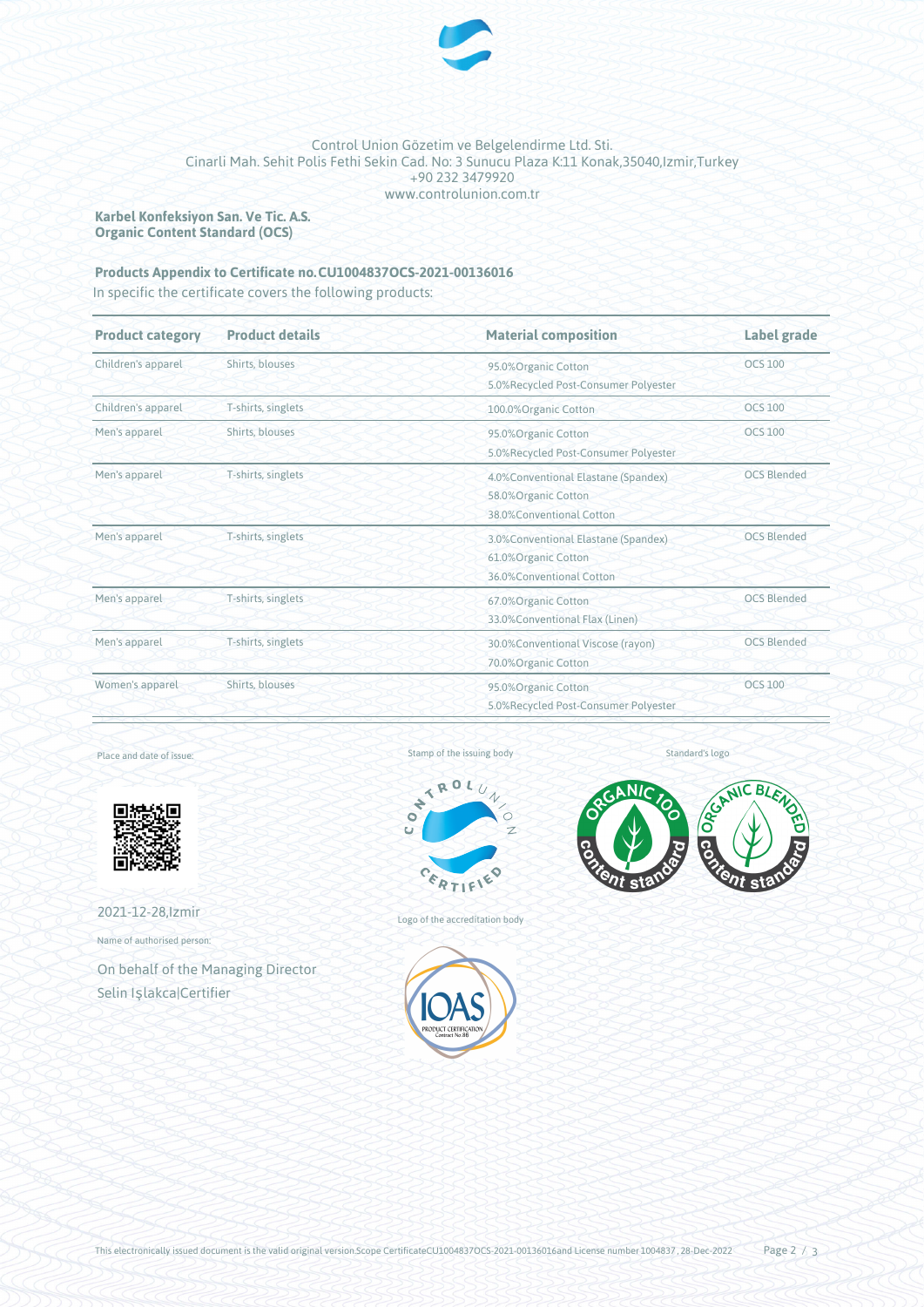Control Union Gözetim ve Belgelendirme Ltd. Sti.
Cinarli Mah. Sehit Polis Fethi Sekin Cad. No: 3 Sunucu Plaza K:11 Konak,35040,Izmir,Turkey
+90 232 3479920
www.controlunion.com.tr

**Karbel Konfeksiyon San. Ve Tic. A.S.**
**Organic Content Standard (OCS)**

**Products Appendix to Certificate no. CU1004837OCS-2021-00136016**

In specific the certificate covers the following products:

| Product category | Product details | Material composition | Label grade |
|---|---|---|---|
| Children's apparel | Shirts, blouses | 95.0%Organic Cotton<br>5.0%Recycled Post-Consumer Polyester | OCS 100 |
| Children's apparel | T-shirts, singlets | 100.0%Organic Cotton | OCS 100 |
| Men's apparel | Shirts, blouses | 95.0%Organic Cotton<br>5.0%Recycled Post-Consumer Polyester | OCS 100 |
| Men's apparel | T-shirts, singlets | 4.0%Conventional Elastane (Spandex)<br>58.0%Organic Cotton<br>38.0%Conventional Cotton | OCS Blended |
| Men's apparel | T-shirts, singlets | 3.0%Conventional Elastane (Spandex)<br>61.0%Organic Cotton<br>36.0%Conventional Cotton | OCS Blended |
| Men's apparel | T-shirts, singlets | 67.0%Organic Cotton<br>33.0%Conventional Flax (Linen) | OCS Blended |
| Men's apparel | T-shirts, singlets | 30.0%Conventional Viscose (rayon)<br>70.0%Organic Cotton | OCS Blended |
| Women's apparel | Shirts, blouses | 95.0%Organic Cotton<br>5.0%Recycled Post-Consumer Polyester | OCS 100 |

Place and date of issue:

2021-12-28,Izmir

Name of authorised person:

On behalf of the Managing Director
Selin Işlakca|Certifier

Stamp of the issuing body

Logo of the accreditation body

Standard's logo

This electronically issued document is the valid original version.Scope CertificateCU1004837OCS-2021-00136016and License number 1004837, 28-Dec-2022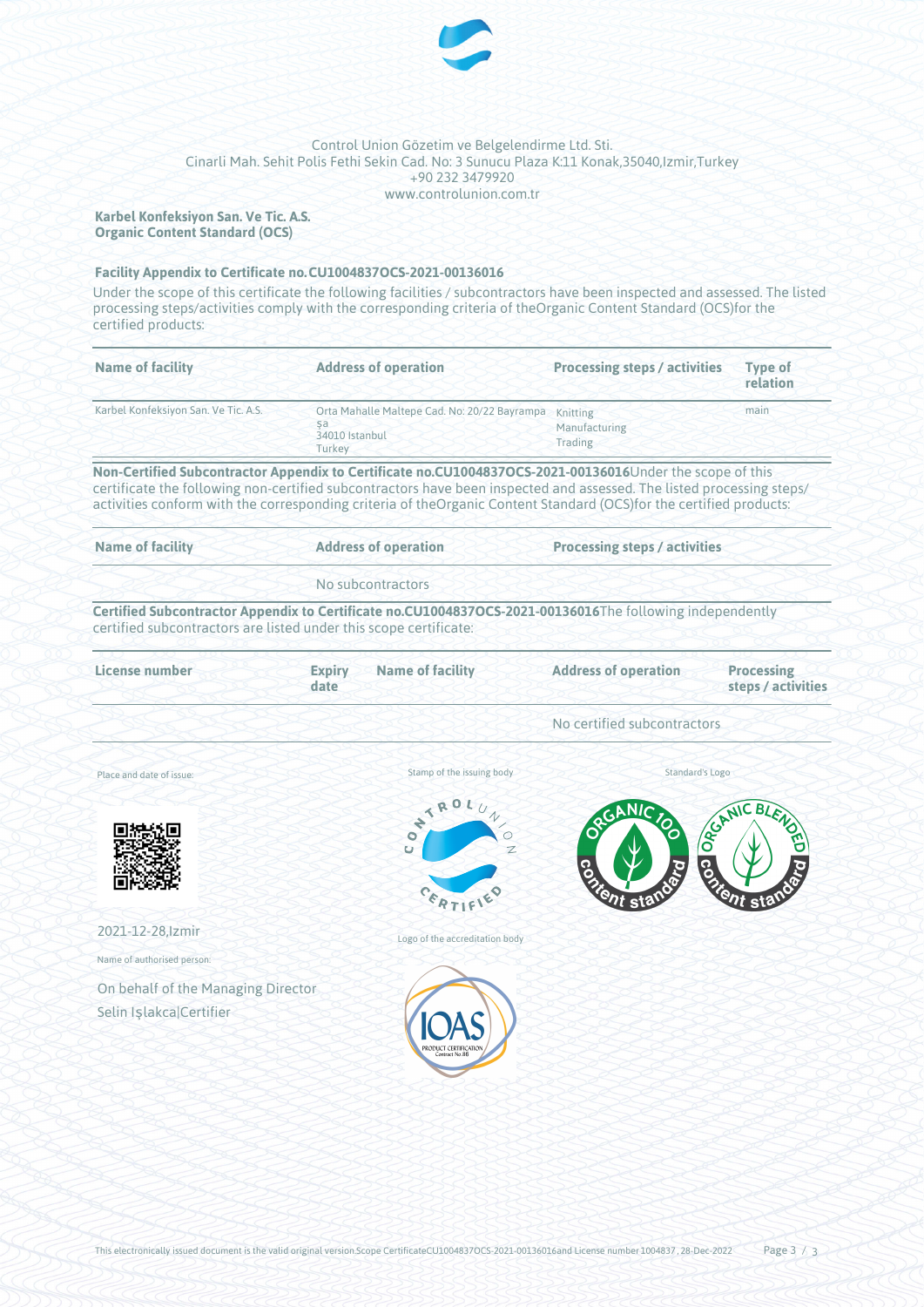Control Union Gözetim ve Belgelendirme Ltd. Sti.
Cinarli Mah. Sehit Polis Fethi Sekin Cad. No: 3 Sunucu Plaza K:11 Konak,35040,Izmir,Turkey
+90 232 3479920
www.controlunion.com.tr

**Karbel Konfeksiyon San. Ve Tic. A.S.**
**Organic Content Standard (OCS)**

### Facility Appendix to Certificate no. CU1004837OCS-2021-00136016

Under the scope of this certificate the following facilities / subcontractors have been inspected and assessed. The listed processing steps/activities comply with the corresponding criteria of theOrganic Content Standard (OCS)for the certified products:

| Name of facility | Address of operation | Processing steps / activities | Type of relation |
|---|---|---|---|
| Karbel Konfeksiyon San. Ve Tic. A.S. | Orta Mahalle Maltepe Cad. No: 20/22 Bayrampaşa 34010 Istanbul Turkey | Knitting Manufacturing Trading | main |

**Non-Certified Subcontractor Appendix to Certificate no.CU1004837OCS-2021-00136016**Under the scope of this certificate the following non-certified subcontractors have been inspected and assessed. The listed processing steps/ activities conform with the corresponding criteria of theOrganic Content Standard (OCS)for the certified products:

| Name of facility | Address of operation | Processing steps / activities |
|---|---|---|
| | No subcontractors | |

**Certified Subcontractor Appendix to Certificate no.CU1004837OCS-2021-00136016**The following independently certified subcontractors are listed under this scope certificate:

| License number | Expiry date | Name of facility | Address of operation | Processing steps / activities |
|---|---|---|---|---|
| | | | No certified subcontractors | |

Place and date of issue:

2021-12-28,Izmir

Name of authorised person:

On behalf of the Managing Director
Selin Işlakca|Certifier

Stamp of the issuing body

Standard's Logo

Logo of the accreditation body

This electronically issued document is the valid original version.Scope CertificateCU1004837OCS-2021-00136016and License number 1004837, 28-Dec-2022